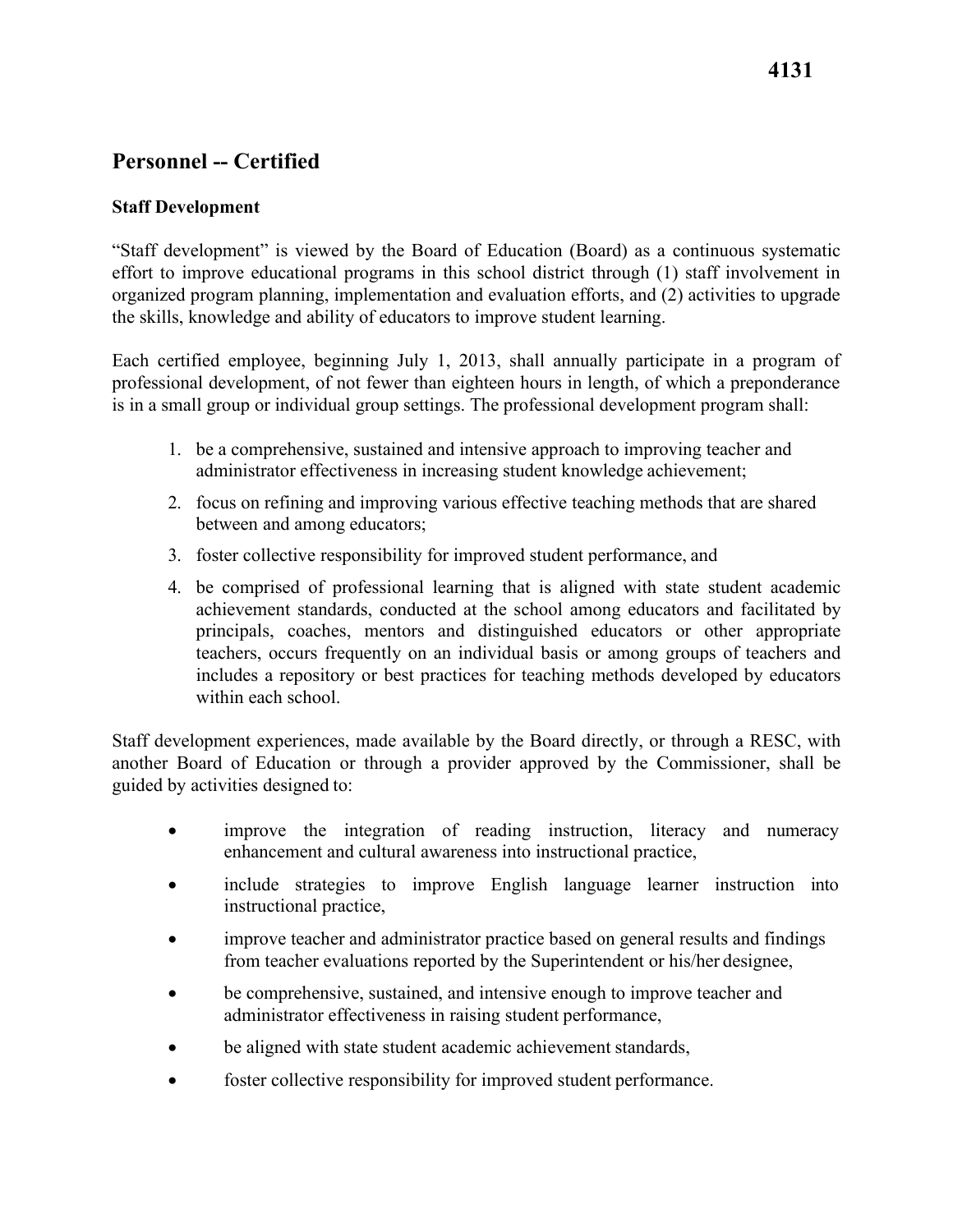4131

# Personnel -- Certified

## Staff Development

"Staff development" is viewed by the Board of Education (Board) as a continuous systematic effort to improve educational programs in this school district through (1) staff involvement in organized program planning, implementation and evaluation efforts, and (2) activities to upgrade the skills, knowledge and ability of educators to improve student learning.

Each certified employee, beginning July 1, 2013, shall annually participate in a program of professional development, of not fewer than eighteen hours in length, of which a preponderance is in a small group or individual group settings. The professional development program shall:

1. be a comprehensive, sustained and intensive approach to improving teacher and administrator effectiveness in increasing student knowledge achievement;
2. focus on refining and improving various effective teaching methods that are shared between and among educators;
3. foster collective responsibility for improved student performance, and
4. be comprised of professional learning that is aligned with state student academic achievement standards, conducted at the school among educators and facilitated by principals, coaches, mentors and distinguished educators or other appropriate teachers, occurs frequently on an individual basis or among groups of teachers and includes a repository or best practices for teaching methods developed by educators within each school.

Staff development experiences, made available by the Board directly, or through a RESC, with another Board of Education or through a provider approved by the Commissioner, shall be guided by activities designed to:

- improve the integration of reading instruction, literacy and numeracy enhancement and cultural awareness into instructional practice,
- include strategies to improve English language learner instruction into instructional practice,
- improve teacher and administrator practice based on general results and findings from teacher evaluations reported by the Superintendent or his/her designee,
- be comprehensive, sustained, and intensive enough to improve teacher and administrator effectiveness in raising student performance,
- be aligned with state student academic achievement standards,
- foster collective responsibility for improved student performance.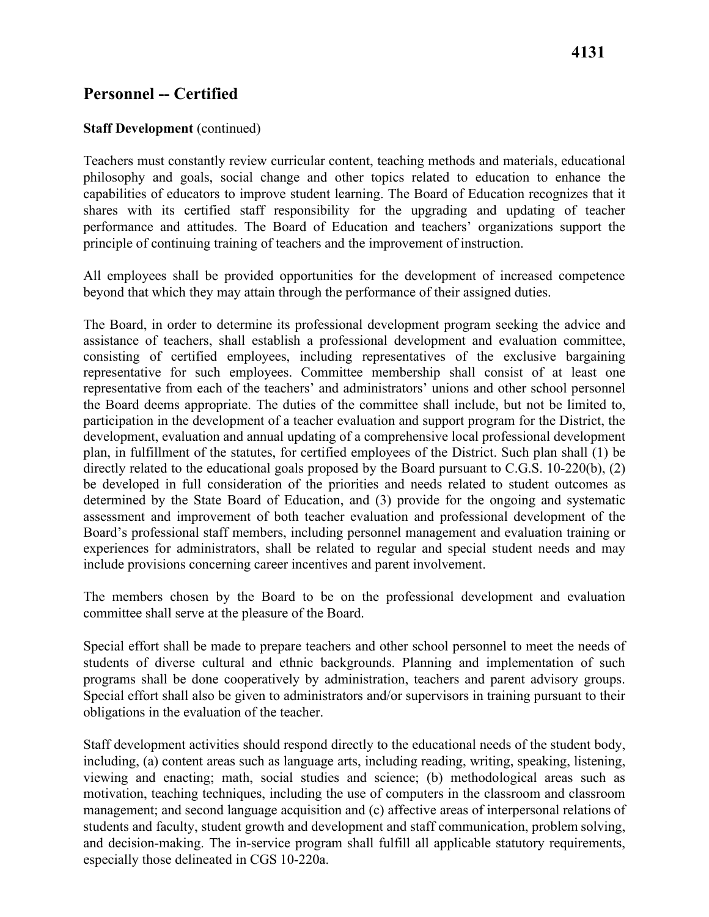# Personnel -- Certified

**Staff Development** (continued)

Teachers must constantly review curricular content, teaching methods and materials, educational philosophy and goals, social change and other topics related to education to enhance the capabilities of educators to improve student learning. The Board of Education recognizes that it shares with its certified staff responsibility for the upgrading and updating of teacher performance and attitudes. The Board of Education and teachers' organizations support the principle of continuing training of teachers and the improvement of instruction.

All employees shall be provided opportunities for the development of increased competence beyond that which they may attain through the performance of their assigned duties.

The Board, in order to determine its professional development program seeking the advice and assistance of teachers, shall establish a professional development and evaluation committee, consisting of certified employees, including representatives of the exclusive bargaining representative for such employees. Committee membership shall consist of at least one representative from each of the teachers' and administrators' unions and other school personnel the Board deems appropriate. The duties of the committee shall include, but not be limited to, participation in the development of a teacher evaluation and support program for the District, the development, evaluation and annual updating of a comprehensive local professional development plan, in fulfillment of the statutes, for certified employees of the District. Such plan shall (1) be directly related to the educational goals proposed by the Board pursuant to C.G.S. 10-220(b), (2) be developed in full consideration of the priorities and needs related to student outcomes as determined by the State Board of Education, and (3) provide for the ongoing and systematic assessment and improvement of both teacher evaluation and professional development of the Board's professional staff members, including personnel management and evaluation training or experiences for administrators, shall be related to regular and special student needs and may include provisions concerning career incentives and parent involvement.

The members chosen by the Board to be on the professional development and evaluation committee shall serve at the pleasure of the Board.

Special effort shall be made to prepare teachers and other school personnel to meet the needs of students of diverse cultural and ethnic backgrounds. Planning and implementation of such programs shall be done cooperatively by administration, teachers and parent advisory groups. Special effort shall also be given to administrators and/or supervisors in training pursuant to their obligations in the evaluation of the teacher.

Staff development activities should respond directly to the educational needs of the student body, including, (a) content areas such as language arts, including reading, writing, speaking, listening, viewing and enacting; math, social studies and science; (b) methodological areas such as motivation, teaching techniques, including the use of computers in the classroom and classroom management; and second language acquisition and (c) affective areas of interpersonal relations of students and faculty, student growth and development and staff communication, problem solving, and decision-making. The in-service program shall fulfill all applicable statutory requirements, especially those delineated in CGS 10-220a.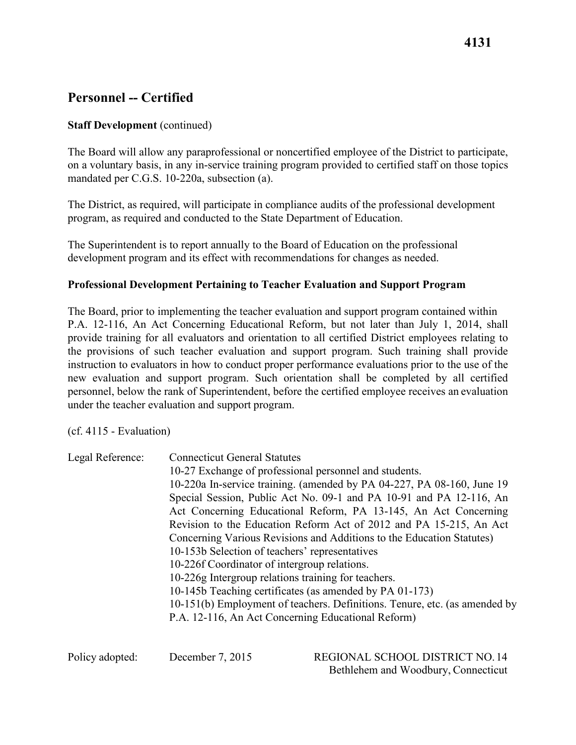# Personnel -- Certified

**Staff Development** (continued)

The Board will allow any paraprofessional or noncertified employee of the District to participate, on a voluntary basis, in any in-service training program provided to certified staff on those topics mandated per C.G.S. 10-220a, subsection (a).

The District, as required, will participate in compliance audits of the professional development program, as required and conducted to the State Department of Education.

The Superintendent is to report annually to the Board of Education on the professional development program and its effect with recommendations for changes as needed.

**Professional Development Pertaining to Teacher Evaluation and Support Program**

The Board, prior to implementing the teacher evaluation and support program contained within P.A. 12-116, An Act Concerning Educational Reform, but not later than July 1, 2014, shall provide training for all evaluators and orientation to all certified District employees relating to the provisions of such teacher evaluation and support program. Such training shall provide instruction to evaluators in how to conduct proper performance evaluations prior to the use of the new evaluation and support program. Such orientation shall be completed by all certified personnel, below the rank of Superintendent, before the certified employee receives an evaluation under the teacher evaluation and support program.

(cf. 4115 - Evaluation)

Legal Reference: Connecticut General Statutes

10-27 Exchange of professional personnel and students.

10-220a In-service training. (amended by PA 04-227, PA 08-160, June 19 Special Session, Public Act No. 09-1 and PA 10-91 and PA 12-116, An Act Concerning Educational Reform, PA 13-145, An Act Concerning Revision to the Education Reform Act of 2012 and PA 15-215, An Act Concerning Various Revisions and Additions to the Education Statutes)

10-153b Selection of teachers' representatives

10-226f Coordinator of intergroup relations.

10-226g Intergroup relations training for teachers.

10-145b Teaching certificates (as amended by PA 01-173)

10-151(b) Employment of teachers. Definitions. Tenure, etc. (as amended by P.A. 12-116, An Act Concerning Educational Reform)

Policy adopted: December 7, 2015

REGIONAL SCHOOL DISTRICT NO. 14
Bethlehem and Woodbury, Connecticut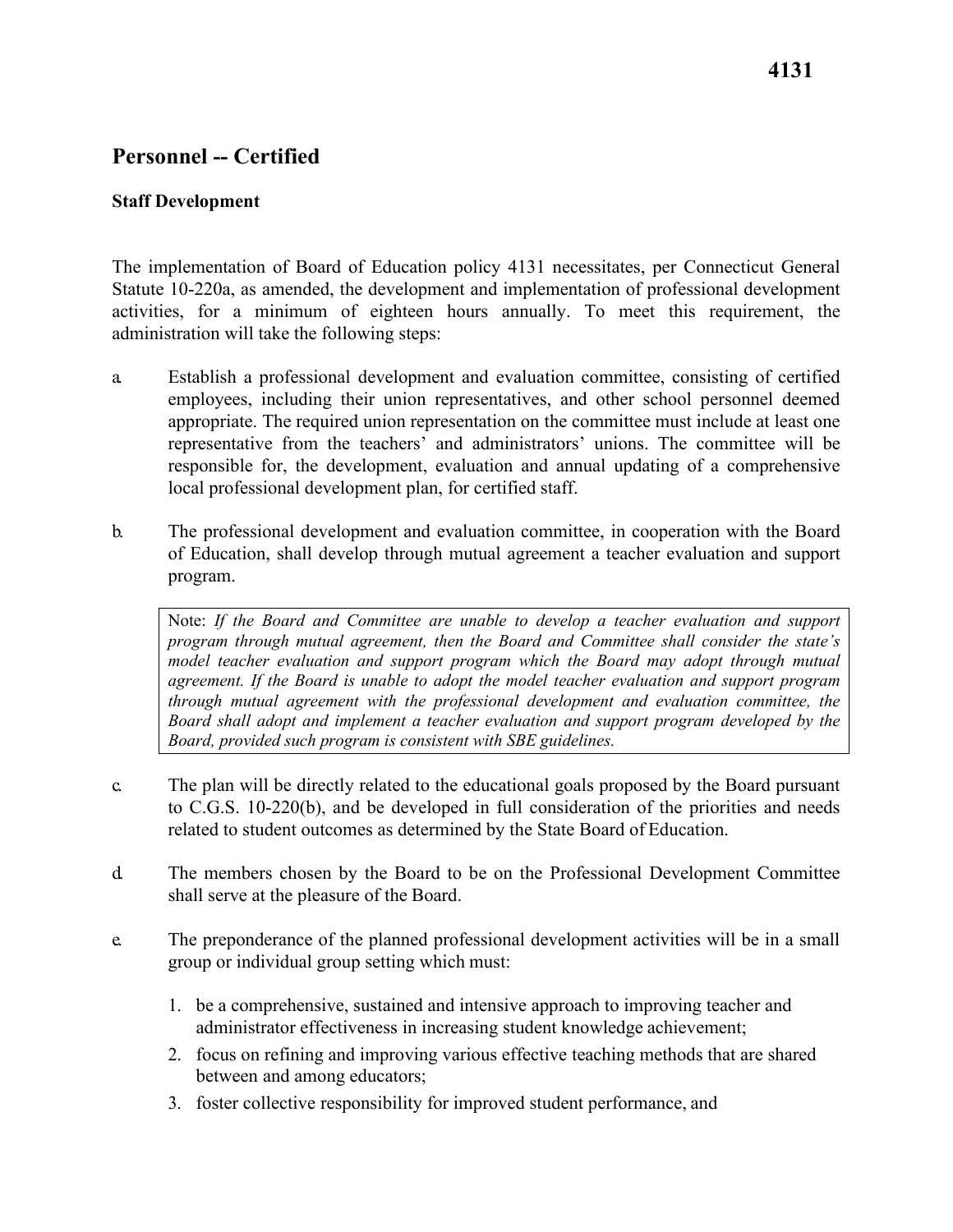**4131**

## Personnel -- Certified

### Staff Development

The implementation of Board of Education policy 4131 necessitates, per Connecticut General Statute 10-220a, as amended, the development and implementation of professional development activities, for a minimum of eighteen hours annually. To meet this requirement, the administration will take the following steps:

a. Establish a professional development and evaluation committee, consisting of certified employees, including their union representatives, and other school personnel deemed appropriate. The required union representation on the committee must include at least one representative from the teachers' and administrators' unions. The committee will be responsible for, the development, evaluation and annual updating of a comprehensive local professional development plan, for certified staff.

b. The professional development and evaluation committee, in cooperation with the Board of Education, shall develop through mutual agreement a teacher evaluation and support program.

> Note: *If the Board and Committee are unable to develop a teacher evaluation and support program through mutual agreement, then the Board and Committee shall consider the state's model teacher evaluation and support program which the Board may adopt through mutual agreement. If the Board is unable to adopt the model teacher evaluation and support program through mutual agreement with the professional development and evaluation committee, the Board shall adopt and implement a teacher evaluation and support program developed by the Board, provided such program is consistent with SBE guidelines.*

c. The plan will be directly related to the educational goals proposed by the Board pursuant to C.G.S. 10-220(b), and be developed in full consideration of the priorities and needs related to student outcomes as determined by the State Board of Education.

d. The members chosen by the Board to be on the Professional Development Committee shall serve at the pleasure of the Board.

e. The preponderance of the planned professional development activities will be in a small group or individual group setting which must:

1. be a comprehensive, sustained and intensive approach to improving teacher and administrator effectiveness in increasing student knowledge achievement;
2. focus on refining and improving various effective teaching methods that are shared between and among educators;
3. foster collective responsibility for improved student performance, and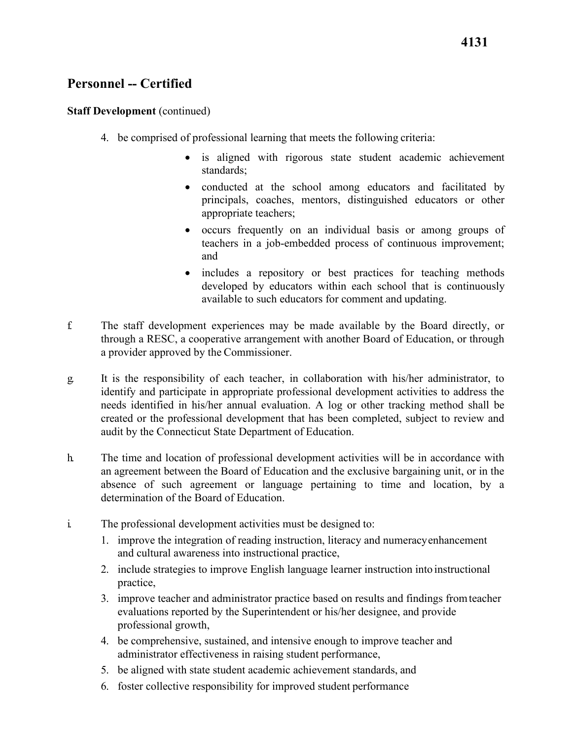## Personnel -- Certified

**Staff Development** (continued)

4. be comprised of professional learning that meets the following criteria:
   - is aligned with rigorous state student academic achievement standards;
   - conducted at the school among educators and facilitated by principals, coaches, mentors, distinguished educators or other appropriate teachers;
   - occurs frequently on an individual basis or among groups of teachers in a job-embedded process of continuous improvement; and
   - includes a repository or best practices for teaching methods developed by educators within each school that is continuously available to such educators for comment and updating.

f. The staff development experiences may be made available by the Board directly, or through a RESC, a cooperative arrangement with another Board of Education, or through a provider approved by the Commissioner.

g. It is the responsibility of each teacher, in collaboration with his/her administrator, to identify and participate in appropriate professional development activities to address the needs identified in his/her annual evaluation. A log or other tracking method shall be created or the professional development that has been completed, subject to review and audit by the Connecticut State Department of Education.

h. The time and location of professional development activities will be in accordance with an agreement between the Board of Education and the exclusive bargaining unit, or in the absence of such agreement or language pertaining to time and location, by a determination of the Board of Education.

i. The professional development activities must be designed to:
   1. improve the integration of reading instruction, literacy and numeracy enhancement and cultural awareness into instructional practice,
   2. include strategies to improve English language learner instruction into instructional practice,
   3. improve teacher and administrator practice based on results and findings from teacher evaluations reported by the Superintendent or his/her designee, and provide professional growth,
   4. be comprehensive, sustained, and intensive enough to improve teacher and administrator effectiveness in raising student performance,
   5. be aligned with state student academic achievement standards, and
   6. foster collective responsibility for improved student performance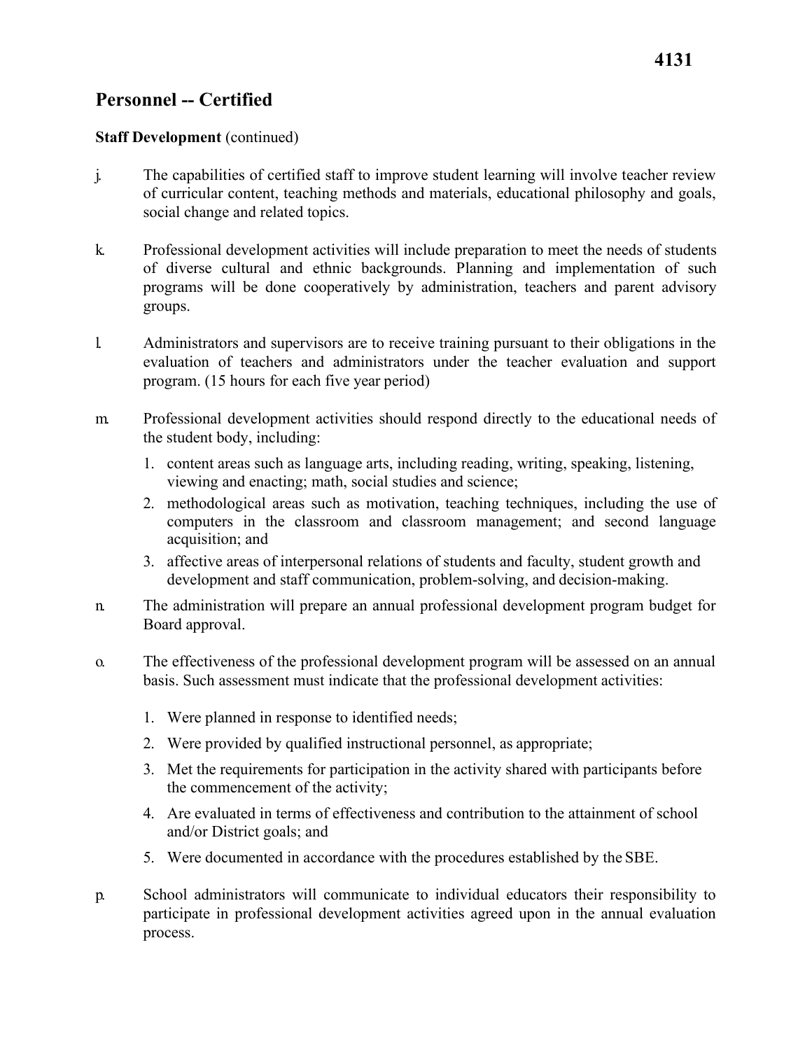# Personnel -- Certified

**Staff Development** (continued)

j. The capabilities of certified staff to improve student learning will involve teacher review of curricular content, teaching methods and materials, educational philosophy and goals, social change and related topics.

k. Professional development activities will include preparation to meet the needs of students of diverse cultural and ethnic backgrounds. Planning and implementation of such programs will be done cooperatively by administration, teachers and parent advisory groups.

l. Administrators and supervisors are to receive training pursuant to their obligations in the evaluation of teachers and administrators under the teacher evaluation and support program. (15 hours for each five year period)

m. Professional development activities should respond directly to the educational needs of the student body, including:

   1. content areas such as language arts, including reading, writing, speaking, listening, viewing and enacting; math, social studies and science;
   2. methodological areas such as motivation, teaching techniques, including the use of computers in the classroom and classroom management; and second language acquisition; and
   3. affective areas of interpersonal relations of students and faculty, student growth and development and staff communication, problem-solving, and decision-making.

n. The administration will prepare an annual professional development program budget for Board approval.

o. The effectiveness of the professional development program will be assessed on an annual basis. Such assessment must indicate that the professional development activities:

   1. Were planned in response to identified needs;
   2. Were provided by qualified instructional personnel, as appropriate;
   3. Met the requirements for participation in the activity shared with participants before the commencement of the activity;
   4. Are evaluated in terms of effectiveness and contribution to the attainment of school and/or District goals; and
   5. Were documented in accordance with the procedures established by the SBE.

p. School administrators will communicate to individual educators their responsibility to participate in professional development activities agreed upon in the annual evaluation process.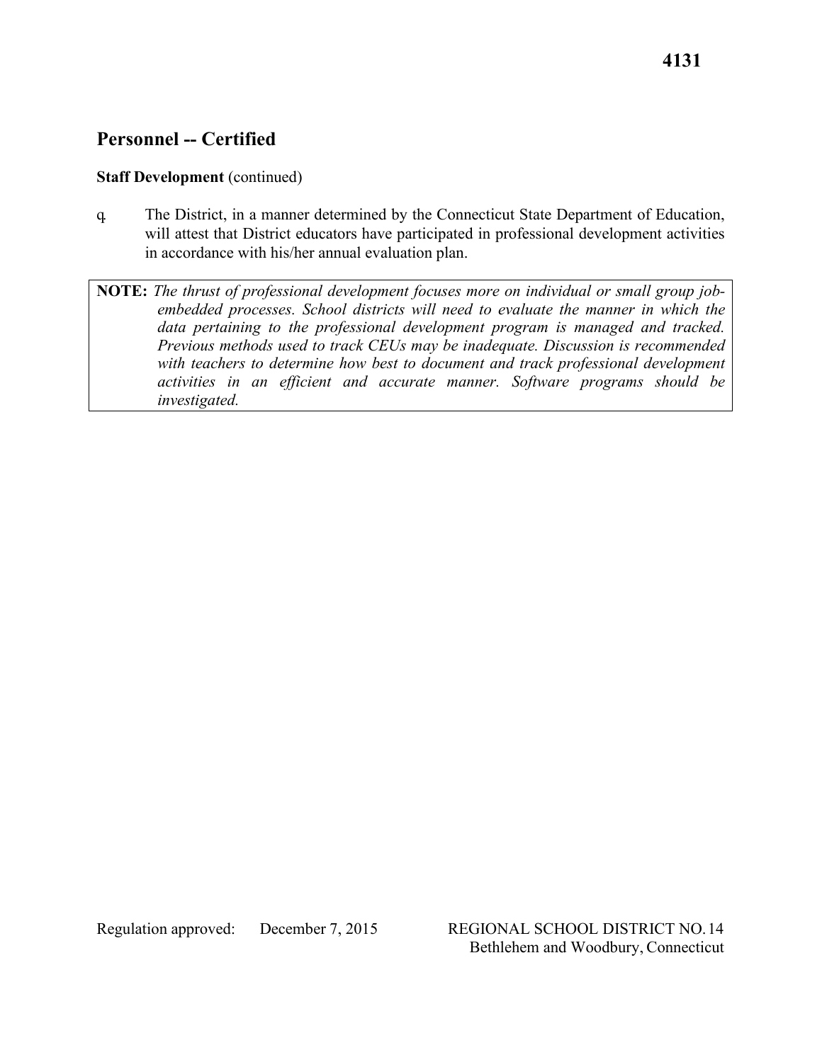## Personnel -- Certified

**Staff Development** (continued)

q. The District, in a manner determined by the Connecticut State Department of Education, will attest that District educators have participated in professional development activities in accordance with his/her annual evaluation plan.

> **NOTE:** *The thrust of professional development focuses more on individual or small group job-embedded processes. School districts will need to evaluate the manner in which the data pertaining to the professional development program is managed and tracked. Previous methods used to track CEUs may be inadequate. Discussion is recommended with teachers to determine how best to document and track professional development activities in an efficient and accurate manner. Software programs should be investigated.*

Regulation approved: December 7, 2015

REGIONAL SCHOOL DISTRICT NO. 14
Bethlehem and Woodbury, Connecticut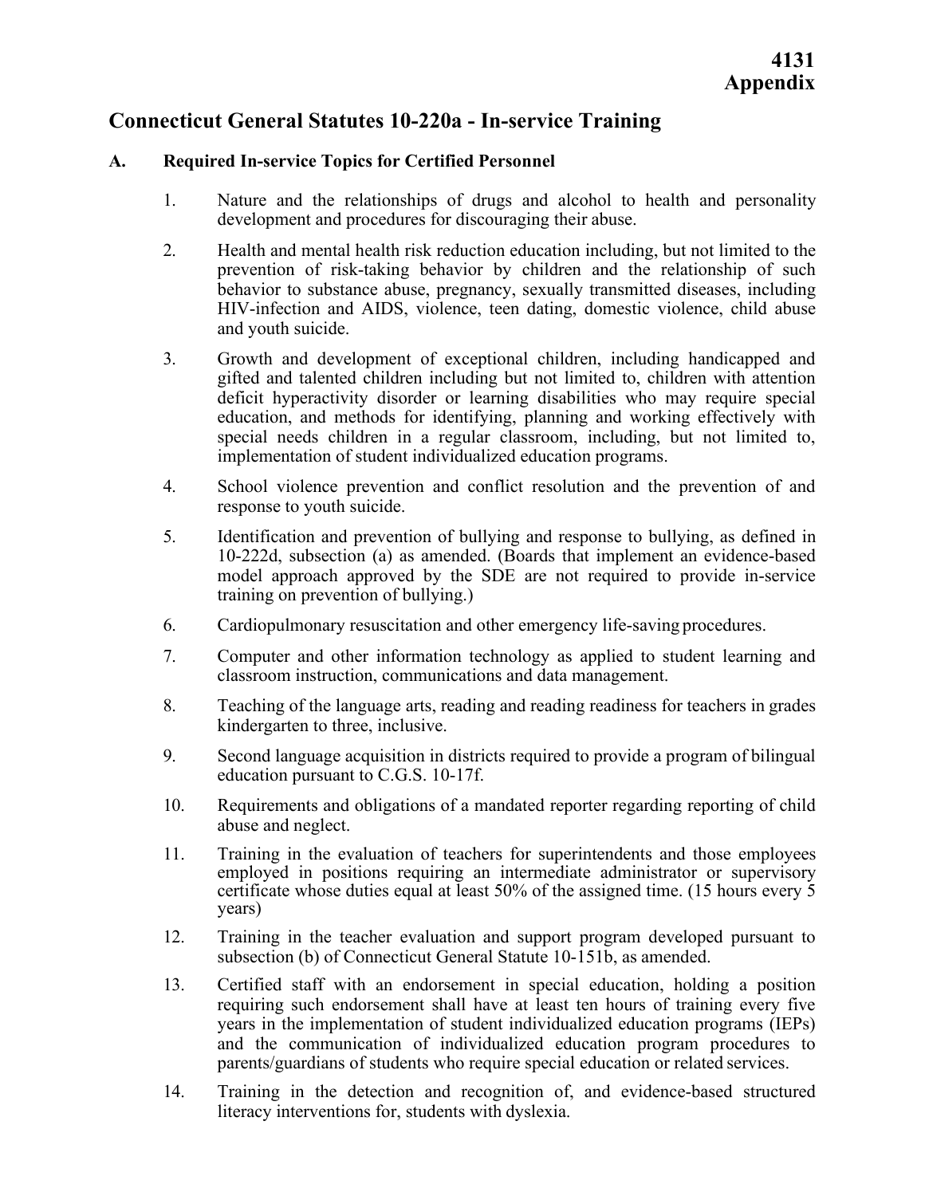**4131**
**Appendix**

# Connecticut General Statutes 10-220a - In-service Training

## A. Required In-service Topics for Certified Personnel

1. Nature and the relationships of drugs and alcohol to health and personality development and procedures for discouraging their abuse.
2. Health and mental health risk reduction education including, but not limited to the prevention of risk-taking behavior by children and the relationship of such behavior to substance abuse, pregnancy, sexually transmitted diseases, including HIV-infection and AIDS, violence, teen dating, domestic violence, child abuse and youth suicide.
3. Growth and development of exceptional children, including handicapped and gifted and talented children including but not limited to, children with attention deficit hyperactivity disorder or learning disabilities who may require special education, and methods for identifying, planning and working effectively with special needs children in a regular classroom, including, but not limited to, implementation of student individualized education programs.
4. School violence prevention and conflict resolution and the prevention of and response to youth suicide.
5. Identification and prevention of bullying and response to bullying, as defined in 10-222d, subsection (a) as amended. (Boards that implement an evidence-based model approach approved by the SDE are not required to provide in-service training on prevention of bullying.)
6. Cardiopulmonary resuscitation and other emergency life-saving procedures.
7. Computer and other information technology as applied to student learning and classroom instruction, communications and data management.
8. Teaching of the language arts, reading and reading readiness for teachers in grades kindergarten to three, inclusive.
9. Second language acquisition in districts required to provide a program of bilingual education pursuant to C.G.S. 10-17f.
10. Requirements and obligations of a mandated reporter regarding reporting of child abuse and neglect.
11. Training in the evaluation of teachers for superintendents and those employees employed in positions requiring an intermediate administrator or supervisory certificate whose duties equal at least 50% of the assigned time. (15 hours every 5 years)
12. Training in the teacher evaluation and support program developed pursuant to subsection (b) of Connecticut General Statute 10-151b, as amended.
13. Certified staff with an endorsement in special education, holding a position requiring such endorsement shall have at least ten hours of training every five years in the implementation of student individualized education programs (IEPs) and the communication of individualized education program procedures to parents/guardians of students who require special education or related services.
14. Training in the detection and recognition of, and evidence-based structured literacy interventions for, students with dyslexia.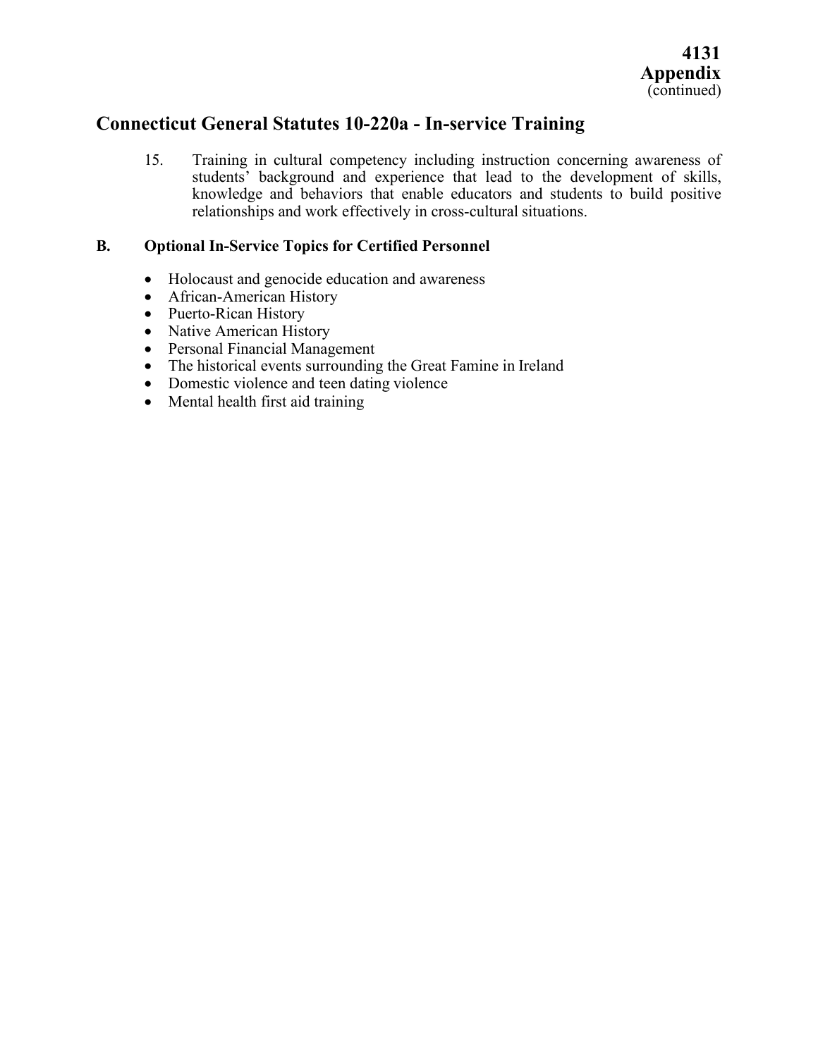## Connecticut General Statutes 10-220a - In-service Training

15. Training in cultural competency including instruction concerning awareness of students' background and experience that lead to the development of skills, knowledge and behaviors that enable educators and students to build positive relationships and work effectively in cross-cultural situations.

### B. Optional In-Service Topics for Certified Personnel

- Holocaust and genocide education and awareness
- African-American History
- Puerto-Rican History
- Native American History
- Personal Financial Management
- The historical events surrounding the Great Famine in Ireland
- Domestic violence and teen dating violence
- Mental health first aid training